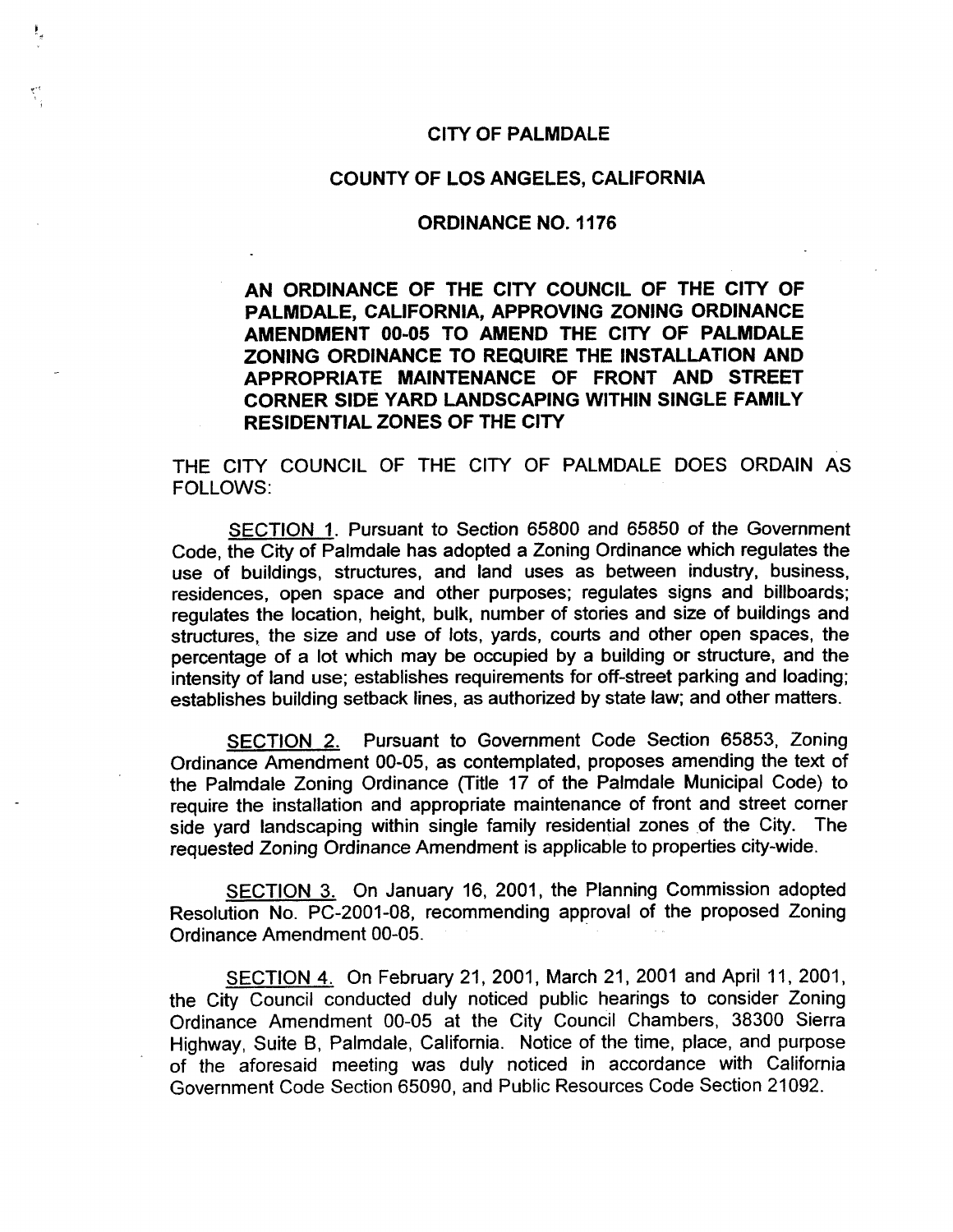# CITY OF PALMDALE

## COUNTY OF LOS ANGELES, CALIFORNIA

## ORDINANCE NO. 1176

**AN ORDINANCE OF THE CITY COUNCIL OF THE CITY OF PALMDALE, CALIFORNIA, APPROVING ZONING ORDINANCE AMENDMENT 00-05 TO AMEND THE CITY OF PALMDALE ZONING ORDINANCE TO REQUIRE THE INSTALLATION AND APPROPRIATE MAINTENANCE OF FRONT AND STREET CORNER SIDE YARD LANDSCAPING WITHIN SINGLE FAMILY RESIDENTIAL ZONES OF THE CITY**

THE CITY COUNCIL OF THE CITY OF PALMDALE DOES ORDAIN AS FOLLOWS:

SECTION 1. Pursuant to Section 65800 and 65850 of the Government Code, the City of Palmdale has adopted a Zoning Ordinance which regulates the use of buildings, structures, and land uses as between industry, business, residences, open space and other purposes; regulates signs and billboards; regulates the location, height, bulk, number of stories and size of buildings and structures, the size and use of lots, yards, courts and other open spaces, the percentage of a lot which may be occupied by a building or structure, and the intensity of land use; establishes requirements for off-street parking and loading; establishes building setback lines, as authorized by state law; and other matters.

SECTION 2. Pursuant to Government Code Section 65853, Zoning Ordinance Amendment 00-05, as contemplated, proposes amending the text of the Palmdale Zoning Ordinance (Title 17 of the Palmdale Municipal Code) to require the installation and appropriate maintenance of front and street corner side yard landscaping within single family residential zones of the City. The requested Zoning Ordinance Amendment is applicable to properties city-wide.

SECTION 3. On January 16, 2001, the Planning Commission adopted Resolution No. PC-2001-08, recommending approval of the proposed Zoning Ordinance Amendment 00-05.

SECTION 4. On February 21, 2001, March 21, 2001 and April 11, 2001, the City Council conducted duly noticed public hearings to consider Zoning Ordinance Amendment 00-05 at the City Council Chambers, 38300 Sierra Highway, Suite B, Palmdale, California. Notice of the time, place, and purpose of the aforesaid meeting was duly noticed in accordance with California Government Code Section 65090, and Public Resources Code Section 21092.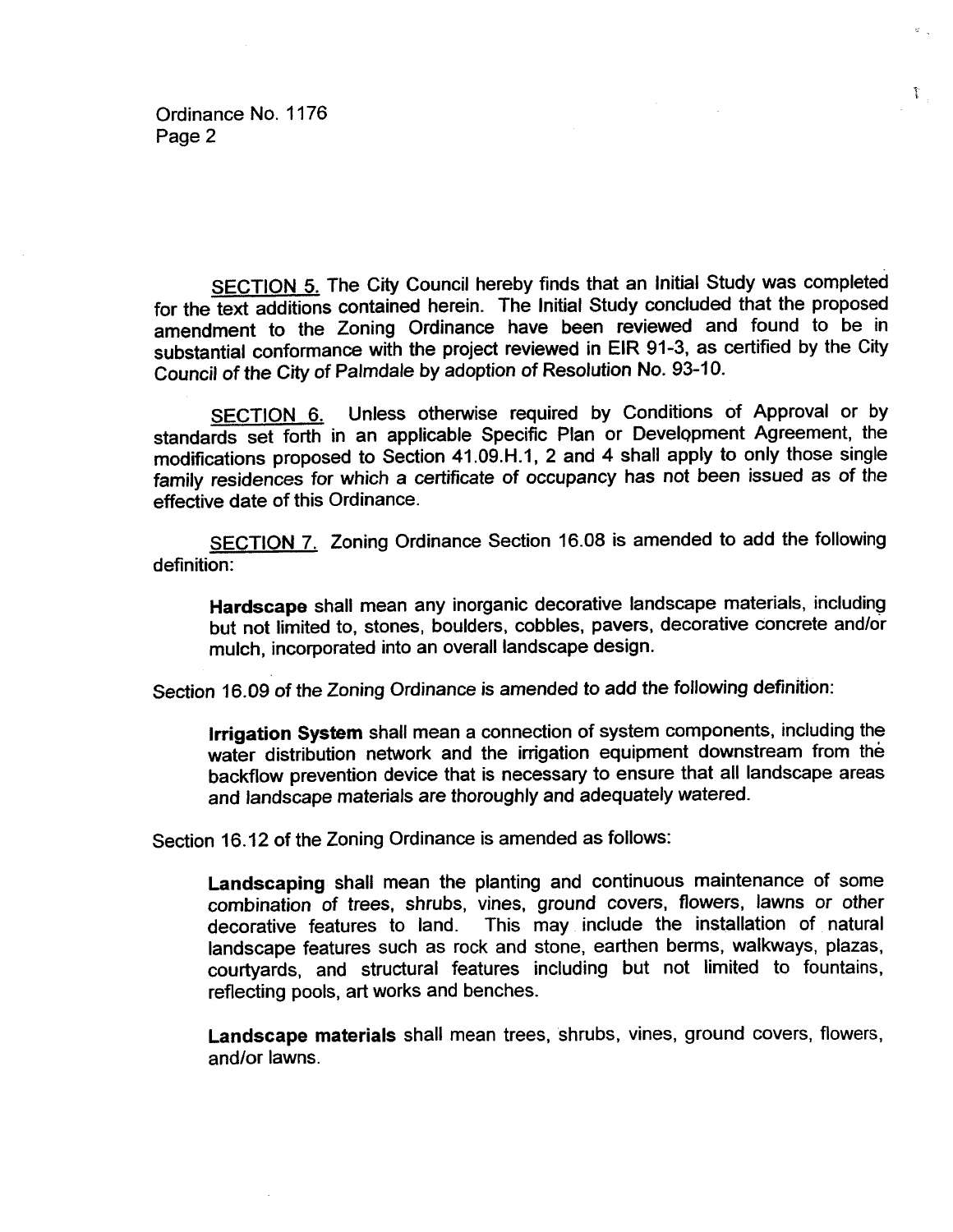SECTION 5. The City Council hereby finds that an Initial Study was completed for the text additions contained herein. The Initial Study concluded that the proposed amendment to the Zoning Ordinance have been reviewed and found to be in substantial conformance with the project reviewed in EIR 91-3, as certified by the City Council of the City of Palmdale by adoption of Resolution No. 93-10.

SECTION 6. Unless otherwise required by Conditions of Approval or by standards set forth in an applicable Specific Plan or Development Agreement, the modifications proposed to Section 41.09.H.1, 2 and 4 shall apply to only those single family residences for which a certificate of occupancy has not been issued as of the effective date of this Ordinance.

SECTION 7. Zoning Ordinance Section 16.08 is amended to add the following definition:

> **Hardscape** shall mean any inorganic decorative landscape materials, including but not limited to, stones, boulders, cobbles, pavers, decorative concrete and/or mulch, incorporated into an overall landscape design.

Section 16.09 of the Zoning Ordinance is amended to add the following definition:

> **Irrigation System** shall mean a connection of system components, including the water distribution network and the irrigation equipment downstream from the backflow prevention device that is necessary to ensure that all landscape areas and landscape materials are thoroughly and adequately watered.

Section 16.12 of the Zoning Ordinance is amended as follows:

> **Landscaping** shall mean the planting and continuous maintenance of some combination of trees, shrubs, vines, ground covers, flowers, lawns or other decorative features to land. This may include the installation of natural landscape features such as rock and stone, earthen berms, walkways, plazas, courtyards, and structural features including but not limited to fountains, reflecting pools, art works and benches.
>
> **Landscape materials** shall mean trees, shrubs, vines, ground covers, flowers, and/or lawns.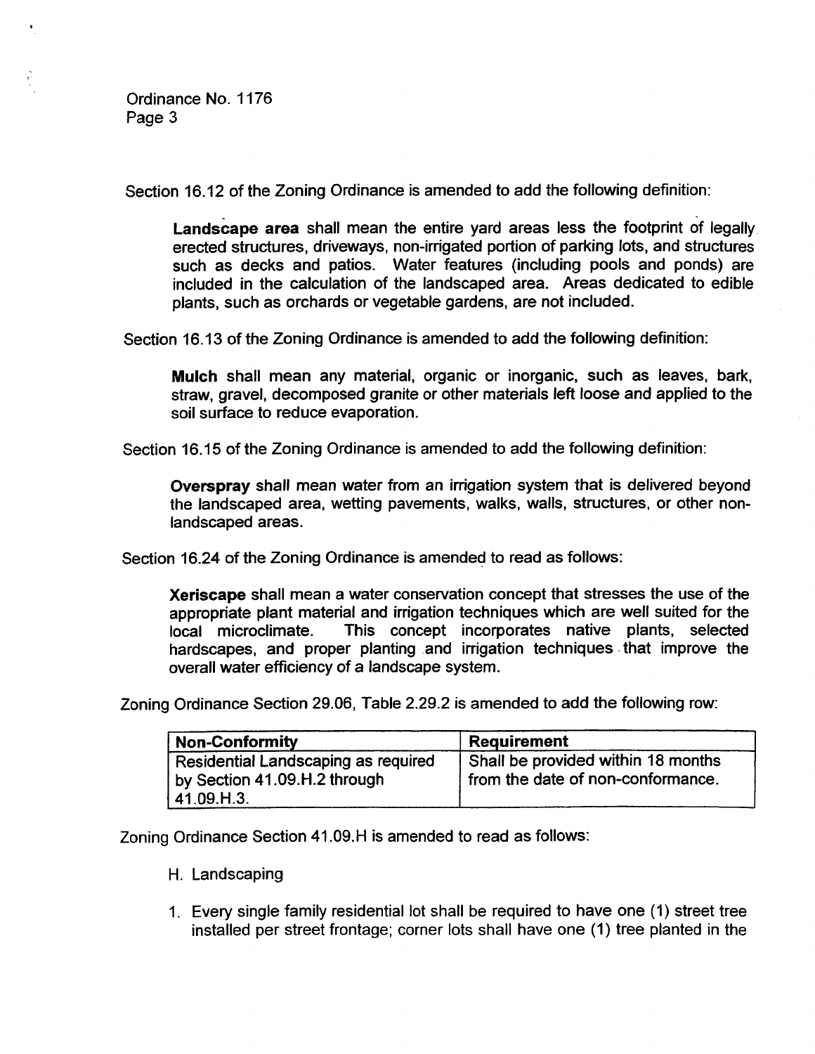Section 16.12 of the Zoning Ordinance is amended to add the following definition:

> **Landscape area** shall mean the entire yard areas less the footprint of legally erected structures, driveways, non-irrigated portion of parking lots, and structures such as decks and patios. Water features (including pools and ponds) are included in the calculation of the landscaped area. Areas dedicated to edible plants, such as orchards or vegetable gardens, are not included.

Section 16.13 of the Zoning Ordinance is amended to add the following definition:

> **Mulch** shall mean any material, organic or inorganic, such as leaves, bark, straw, gravel, decomposed granite or other materials left loose and applied to the soil surface to reduce evaporation.

Section 16.15 of the Zoning Ordinance is amended to add the following definition:

> **Overspray** shall mean water from an irrigation system that is delivered beyond the landscaped area, wetting pavements, walks, walls, structures, or other non-landscaped areas.

Section 16.24 of the Zoning Ordinance is amended to read as follows:

> **Xeriscape** shall mean a water conservation concept that stresses the use of the appropriate plant material and irrigation techniques which are well suited for the local microclimate. This concept incorporates native plants, selected hardscapes, and proper planting and irrigation techniques that improve the overall water efficiency of a landscape system.

Zoning Ordinance Section 29.06, Table 2.29.2 is amended to add the following row:

| Non-Conformity | Requirement |
|---|---|
| Residential Landscaping as required by Section 41.09.H.2 through 41.09.H.3. | Shall be provided within 18 months from the date of non-conformance. |

Zoning Ordinance Section 41.09.H is amended to read as follows:

H. Landscaping

1. Every single family residential lot shall be required to have one (1) street tree installed per street frontage; corner lots shall have one (1) tree planted in the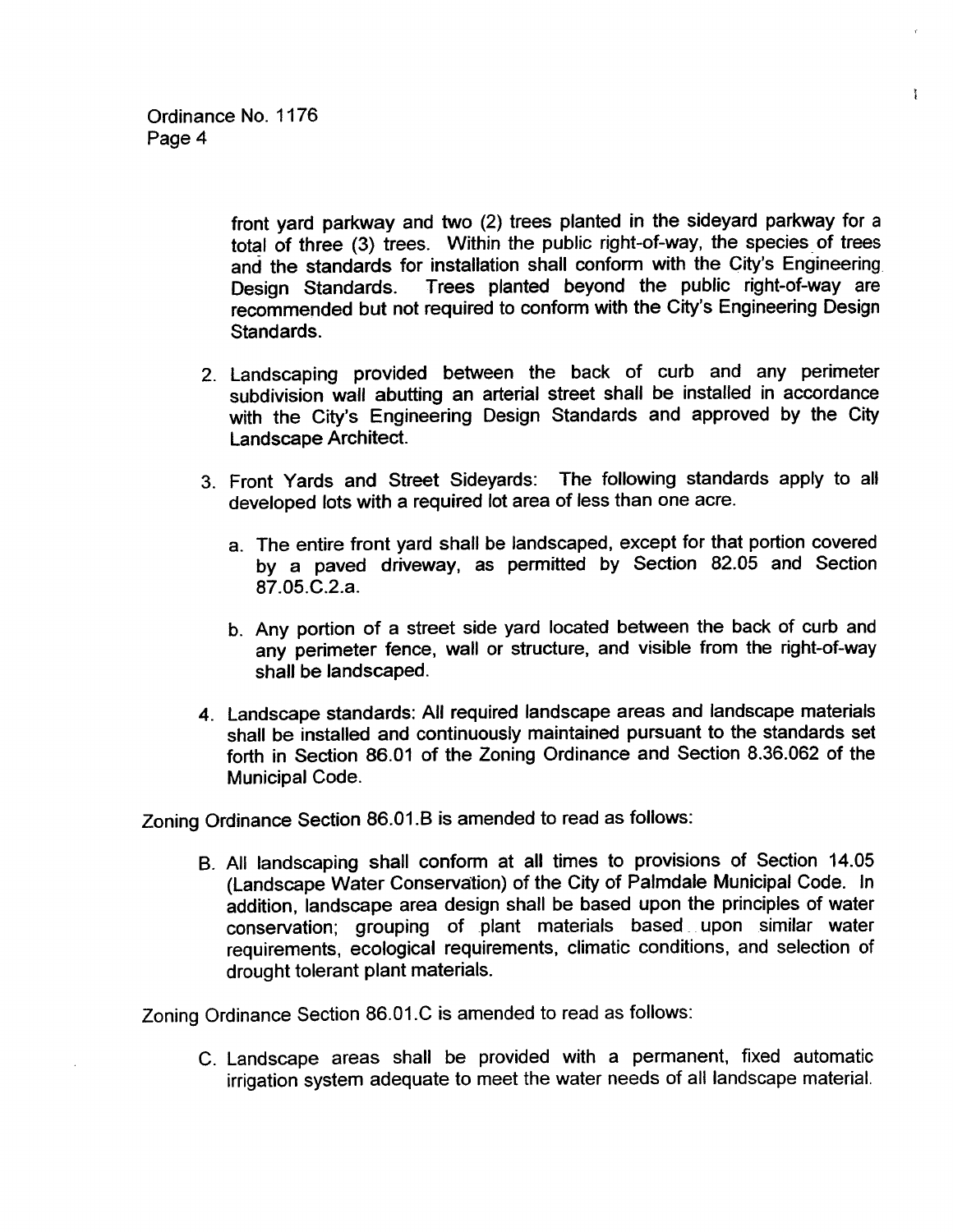front yard parkway and two (2) trees planted in the sideyard parkway for a total of three (3) trees. Within the public right-of-way, the species of trees and the standards for installation shall conform with the City's Engineering Design Standards. Trees planted beyond the public right-of-way are recommended but not required to conform with the City's Engineering Design Standards.

2. Landscaping provided between the back of curb and any perimeter subdivision wall abutting an arterial street shall be installed in accordance with the City's Engineering Design Standards and approved by the City Landscape Architect.

3. Front Yards and Street Sideyards: The following standards apply to all developed lots with a required lot area of less than one acre.

   a. The entire front yard shall be landscaped, except for that portion covered by a paved driveway, as permitted by Section 82.05 and Section 87.05.C.2.a.

   b. Any portion of a street side yard located between the back of curb and any perimeter fence, wall or structure, and visible from the right-of-way shall be landscaped.

4. Landscape standards: All required landscape areas and landscape materials shall be installed and continuously maintained pursuant to the standards set forth in Section 86.01 of the Zoning Ordinance and Section 8.36.062 of the Municipal Code.

Zoning Ordinance Section 86.01.B is amended to read as follows:

B. All landscaping shall conform at all times to provisions of Section 14.05 (Landscape Water Conservation) of the City of Palmdale Municipal Code. In addition, landscape area design shall be based upon the principles of water conservation; grouping of plant materials based upon similar water requirements, ecological requirements, climatic conditions, and selection of drought tolerant plant materials.

Zoning Ordinance Section 86.01.C is amended to read as follows:

C. Landscape areas shall be provided with a permanent, fixed automatic irrigation system adequate to meet the water needs of all landscape material.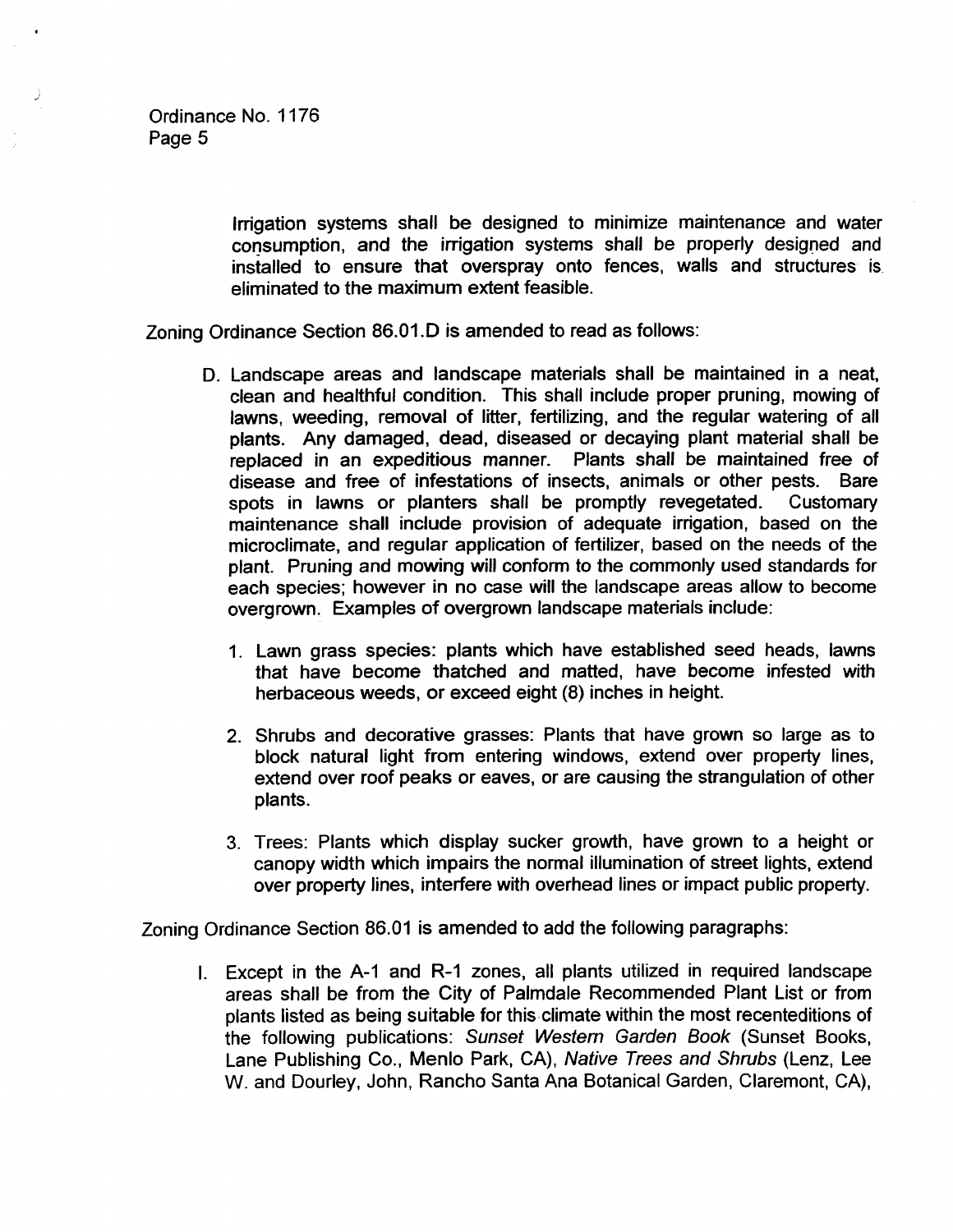Irrigation systems shall be designed to minimize maintenance and water consumption, and the irrigation systems shall be properly designed and installed to ensure that overspray onto fences, walls and structures is eliminated to the maximum extent feasible.

Zoning Ordinance Section 86.01.D is amended to read as follows:

D. Landscape areas and landscape materials shall be maintained in a neat, clean and healthful condition. This shall include proper pruning, mowing of lawns, weeding, removal of litter, fertilizing, and the regular watering of all plants. Any damaged, dead, diseased or decaying plant material shall be replaced in an expeditious manner. Plants shall be maintained free of disease and free of infestations of insects, animals or other pests. Bare spots in lawns or planters shall be promptly revegetated. Customary maintenance shall include provision of adequate irrigation, based on the microclimate, and regular application of fertilizer, based on the needs of the plant. Pruning and mowing will conform to the commonly used standards for each species; however in no case will the landscape areas allow to become overgrown. Examples of overgrown landscape materials include:

1. Lawn grass species: plants which have established seed heads, lawns that have become thatched and matted, have become infested with herbaceous weeds, or exceed eight (8) inches in height.

2. Shrubs and decorative grasses: Plants that have grown so large as to block natural light from entering windows, extend over property lines, extend over roof peaks or eaves, or are causing the strangulation of other plants.

3. Trees: Plants which display sucker growth, have grown to a height or canopy width which impairs the normal illumination of street lights, extend over property lines, interfere with overhead lines or impact public property.

Zoning Ordinance Section 86.01 is amended to add the following paragraphs:

I. Except in the A-1 and R-1 zones, all plants utilized in required landscape areas shall be from the City of Palmdale Recommended Plant List or from plants listed as being suitable for this climate within the most recenteditions of the following publications: *Sunset Western Garden Book* (Sunset Books, Lane Publishing Co., Menlo Park, CA), *Native Trees and Shrubs* (Lenz, Lee W. and Dourley, John, Rancho Santa Ana Botanical Garden, Claremont, CA),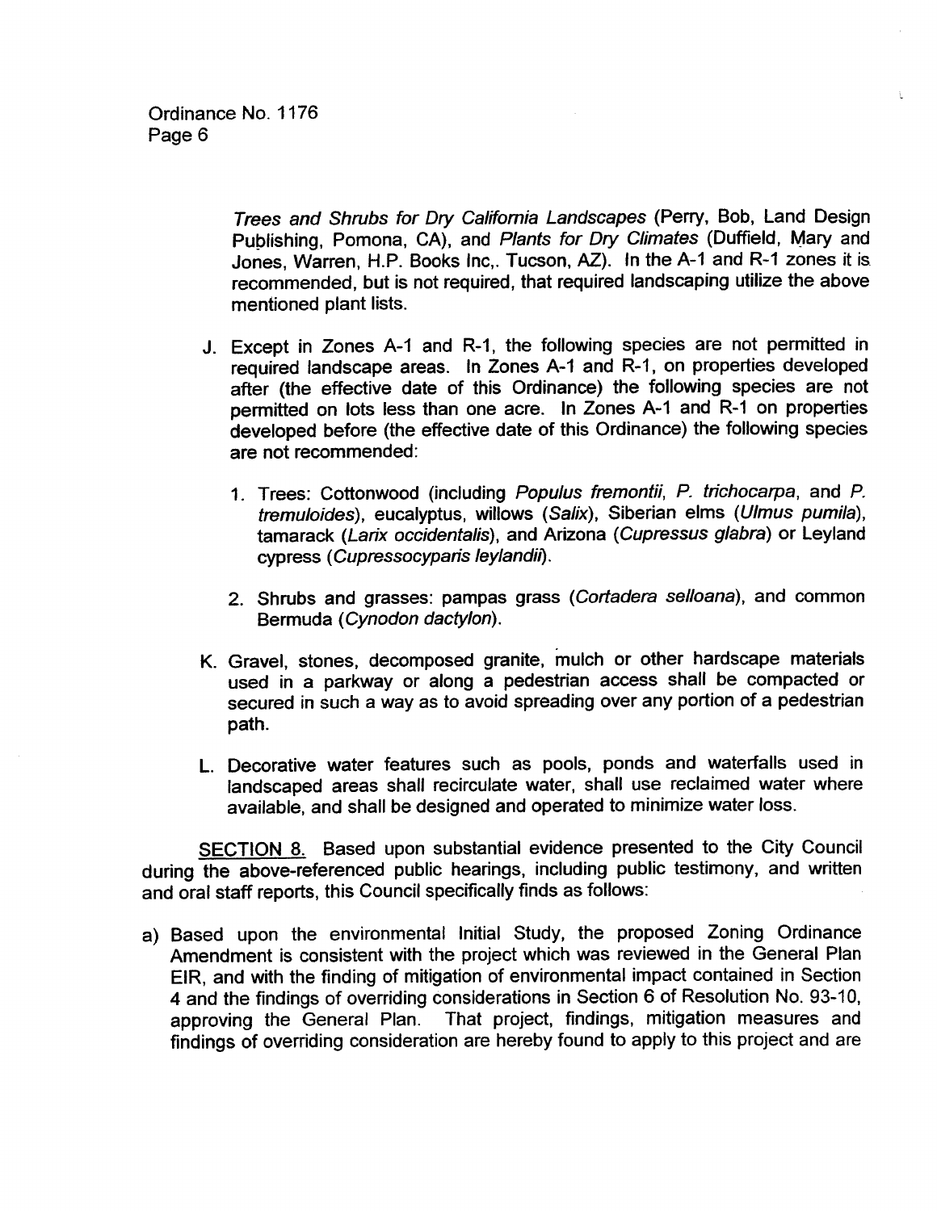*Trees and Shrubs for Dry California Landscapes* (Perry, Bob, Land Design Publishing, Pomona, CA), and *Plants for Dry Climates* (Duffield, Mary and Jones, Warren, H.P. Books Inc,. Tucson, AZ). In the A-1 and R-1 zones it is recommended, but is not required, that required landscaping utilize the above mentioned plant lists.

J. Except in Zones A-1 and R-1, the following species are not permitted in required landscape areas. In Zones A-1 and R-1, on properties developed after (the effective date of this Ordinance) the following species are not permitted on lots less than one acre. In Zones A-1 and R-1 on properties developed before (the effective date of this Ordinance) the following species are not recommended:

   1. Trees: Cottonwood (including *Populus fremontii*, *P. trichocarpa*, and *P. tremuloides*), eucalyptus, willows (*Salix*), Siberian elms (*Ulmus pumila*), tamarack (*Larix occidentalis*), and Arizona (*Cupressus glabra*) or Leyland cypress (*Cupressocyparis leylandii*).

   2. Shrubs and grasses: pampas grass (*Cortadera selloana*), and common Bermuda (*Cynodon dactylon*).

K. Gravel, stones, decomposed granite, mulch or other hardscape materials used in a parkway or along a pedestrian access shall be compacted or secured in such a way as to avoid spreading over any portion of a pedestrian path.

L. Decorative water features such as pools, ponds and waterfalls used in landscaped areas shall recirculate water, shall use reclaimed water where available, and shall be designed and operated to minimize water loss.

SECTION 8. Based upon substantial evidence presented to the City Council during the above-referenced public hearings, including public testimony, and written and oral staff reports, this Council specifically finds as follows:

a) Based upon the environmental Initial Study, the proposed Zoning Ordinance Amendment is consistent with the project which was reviewed in the General Plan EIR, and with the finding of mitigation of environmental impact contained in Section 4 and the findings of overriding considerations in Section 6 of Resolution No. 93-10, approving the General Plan. That project, findings, mitigation measures and findings of overriding consideration are hereby found to apply to this project and are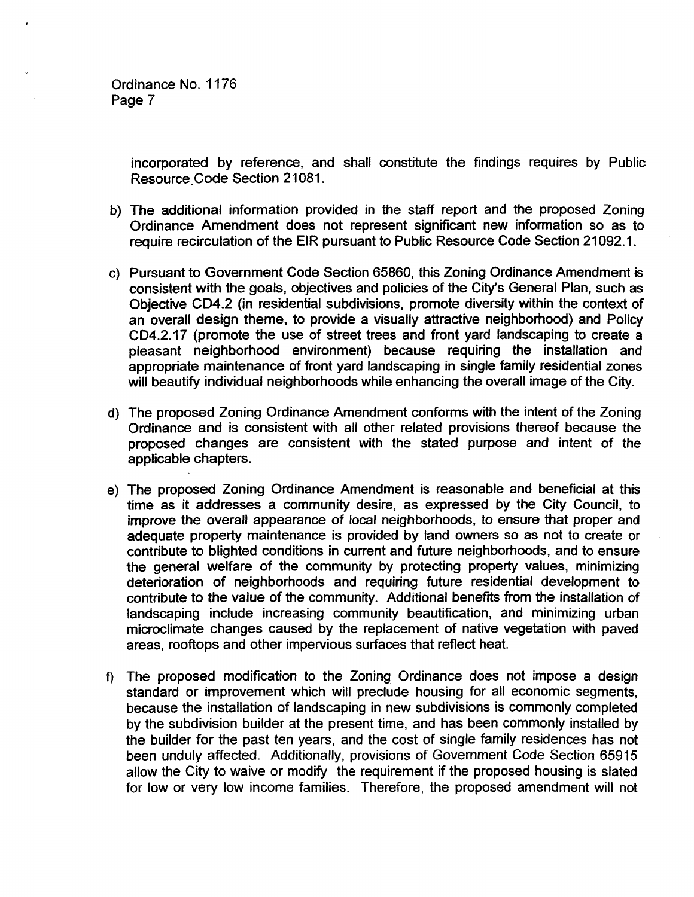incorporated by reference, and shall constitute the findings requires by Public Resource Code Section 21081.

b) The additional information provided in the staff report and the proposed Zoning Ordinance Amendment does not represent significant new information so as to require recirculation of the EIR pursuant to Public Resource Code Section 21092.1.

c) Pursuant to Government Code Section 65860, this Zoning Ordinance Amendment is consistent with the goals, objectives and policies of the City's General Plan, such as Objective CD4.2 (in residential subdivisions, promote diversity within the context of an overall design theme, to provide a visually attractive neighborhood) and Policy CD4.2.17 (promote the use of street trees and front yard landscaping to create a pleasant neighborhood environment) because requiring the installation and appropriate maintenance of front yard landscaping in single family residential zones will beautify individual neighborhoods while enhancing the overall image of the City.

d) The proposed Zoning Ordinance Amendment conforms with the intent of the Zoning Ordinance and is consistent with all other related provisions thereof because the proposed changes are consistent with the stated purpose and intent of the applicable chapters.

e) The proposed Zoning Ordinance Amendment is reasonable and beneficial at this time as it addresses a community desire, as expressed by the City Council, to improve the overall appearance of local neighborhoods, to ensure that proper and adequate property maintenance is provided by land owners so as not to create or contribute to blighted conditions in current and future neighborhoods, and to ensure the general welfare of the community by protecting property values, minimizing deterioration of neighborhoods and requiring future residential development to contribute to the value of the community. Additional benefits from the installation of landscaping include increasing community beautification, and minimizing urban microclimate changes caused by the replacement of native vegetation with paved areas, rooftops and other impervious surfaces that reflect heat.

f) The proposed modification to the Zoning Ordinance does not impose a design standard or improvement which will preclude housing for all economic segments, because the installation of landscaping in new subdivisions is commonly completed by the subdivision builder at the present time, and has been commonly installed by the builder for the past ten years, and the cost of single family residences has not been unduly affected. Additionally, provisions of Government Code Section 65915 allow the City to waive or modify the requirement if the proposed housing is slated for low or very low income families. Therefore, the proposed amendment will not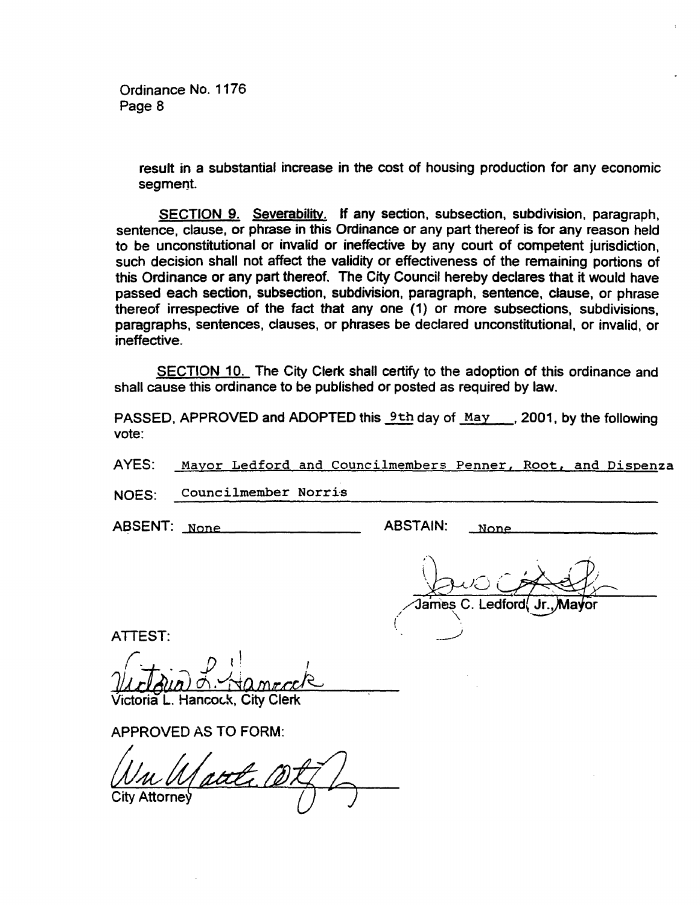Ordinance No. 1176
Page 8

result in a substantial increase in the cost of housing production for any economic segment.

<u>SECTION 9.</u> <u>Severability.</u> If any section, subsection, subdivision, paragraph, sentence, clause, or phrase in this Ordinance or any part thereof is for any reason held to be unconstitutional or invalid or ineffective by any court of competent jurisdiction, such decision shall not affect the validity or effectiveness of the remaining portions of this Ordinance or any part thereof. The City Council hereby declares that it would have passed each section, subsection, subdivision, paragraph, sentence, clause, or phrase thereof irrespective of the fact that any one (1) or more subsections, subdivisions, paragraphs, sentences, clauses, or phrases be declared unconstitutional, or invalid, or ineffective.

<u>SECTION 10.</u> The City Clerk shall certify to the adoption of this ordinance and shall cause this ordinance to be published or posted as required by law.

PASSED, APPROVED and ADOPTED this 9th day of May, 2001, by the following vote:

AYES: Mayor Ledford and Councilmembers Penner, Root, and Dispenza

NOES: Councilmember Norris

ABSENT: None

ABSTAIN: None

James C. Ledford, Jr., Mayor

ATTEST:

Victoria L. Hancock, City Clerk

APPROVED AS TO FORM:

City Attorney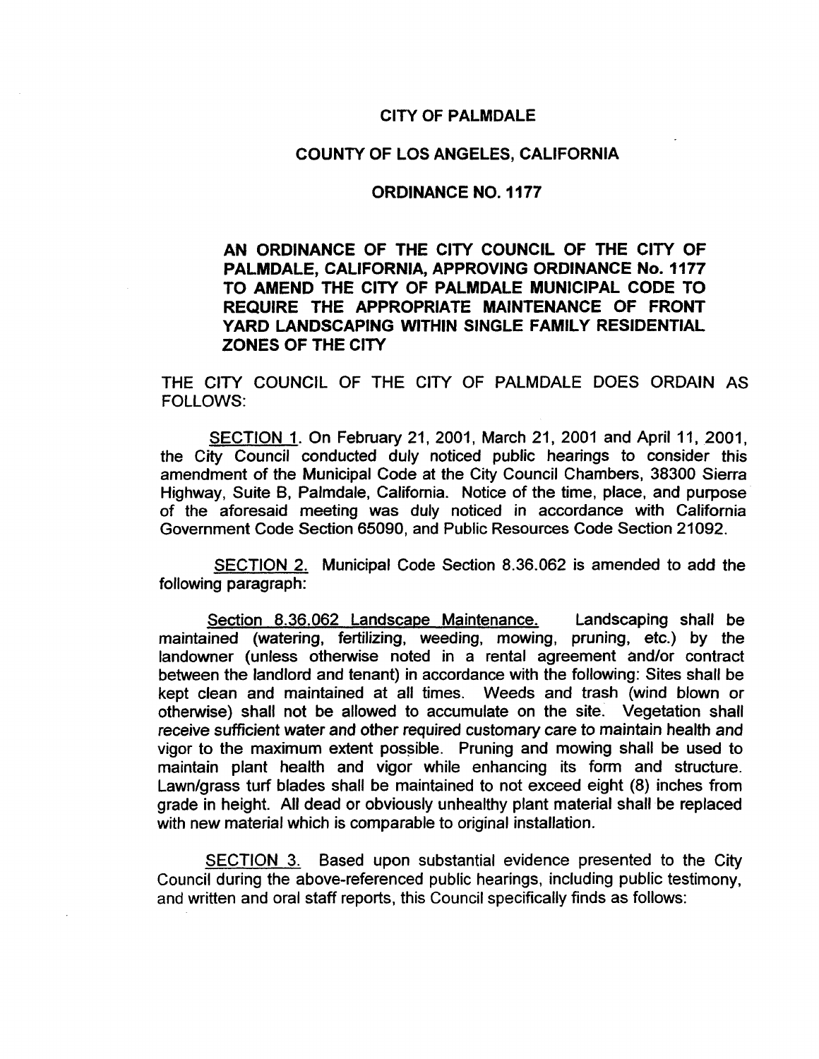# CITY OF PALMDALE

## COUNTY OF LOS ANGELES, CALIFORNIA

## ORDINANCE NO. 1177

**AN ORDINANCE OF THE CITY COUNCIL OF THE CITY OF PALMDALE, CALIFORNIA, APPROVING ORDINANCE No. 1177 TO AMEND THE CITY OF PALMDALE MUNICIPAL CODE TO REQUIRE THE APPROPRIATE MAINTENANCE OF FRONT YARD LANDSCAPING WITHIN SINGLE FAMILY RESIDENTIAL ZONES OF THE CITY**

THE CITY COUNCIL OF THE CITY OF PALMDALE DOES ORDAIN AS FOLLOWS:

SECTION 1. On February 21, 2001, March 21, 2001 and April 11, 2001, the City Council conducted duly noticed public hearings to consider this amendment of the Municipal Code at the City Council Chambers, 38300 Sierra Highway, Suite B, Palmdale, California. Notice of the time, place, and purpose of the aforesaid meeting was duly noticed in accordance with California Government Code Section 65090, and Public Resources Code Section 21092.

SECTION 2. Municipal Code Section 8.36.062 is amended to add the following paragraph:

Section 8.36.062 Landscape Maintenance. Landscaping shall be maintained (watering, fertilizing, weeding, mowing, pruning, etc.) by the landowner (unless otherwise noted in a rental agreement and/or contract between the landlord and tenant) in accordance with the following: Sites shall be kept clean and maintained at all times. Weeds and trash (wind blown or otherwise) shall not be allowed to accumulate on the site. Vegetation shall receive sufficient water and other required customary care to maintain health and vigor to the maximum extent possible. Pruning and mowing shall be used to maintain plant health and vigor while enhancing its form and structure. Lawn/grass turf blades shall be maintained to not exceed eight (8) inches from grade in height. All dead or obviously unhealthy plant material shall be replaced with new material which is comparable to original installation.

SECTION 3. Based upon substantial evidence presented to the City Council during the above-referenced public hearings, including public testimony, and written and oral staff reports, this Council specifically finds as follows: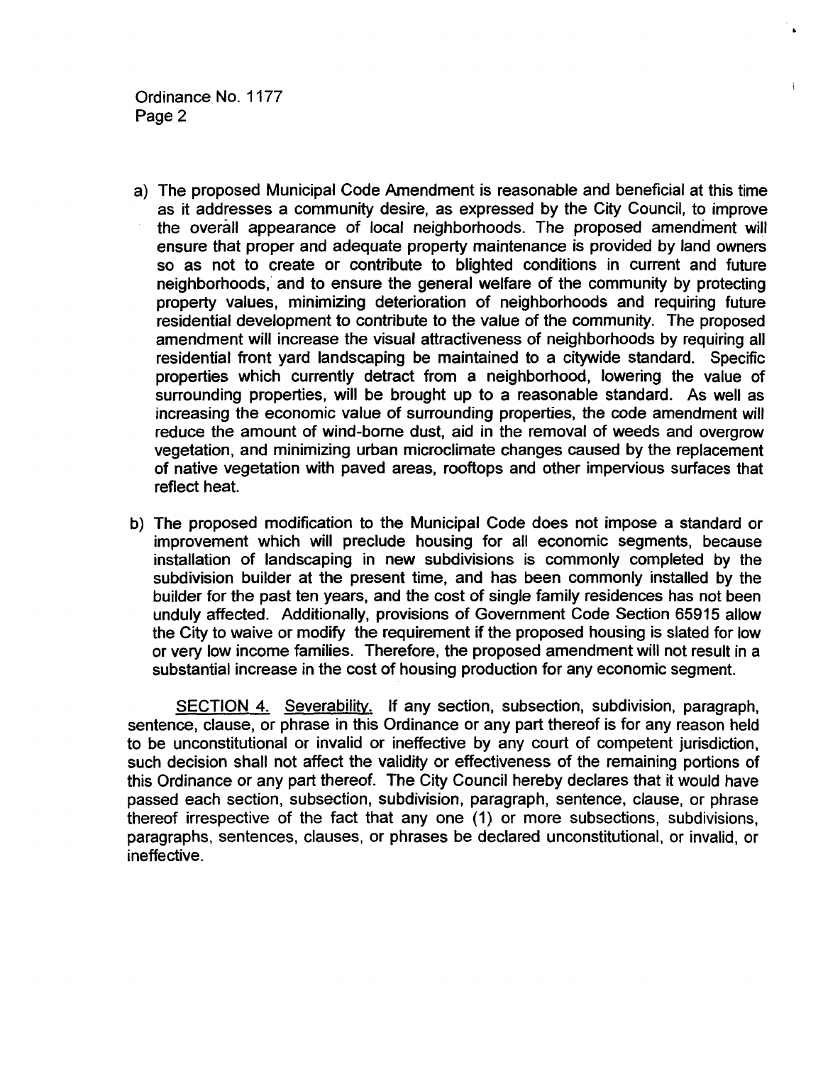a) The proposed Municipal Code Amendment is reasonable and beneficial at this time as it addresses a community desire, as expressed by the City Council, to improve the overall appearance of local neighborhoods. The proposed amendment will ensure that proper and adequate property maintenance is provided by land owners so as not to create or contribute to blighted conditions in current and future neighborhoods, and to ensure the general welfare of the community by protecting property values, minimizing deterioration of neighborhoods and requiring future residential development to contribute to the value of the community. The proposed amendment will increase the visual attractiveness of neighborhoods by requiring all residential front yard landscaping be maintained to a citywide standard. Specific properties which currently detract from a neighborhood, lowering the value of surrounding properties, will be brought up to a reasonable standard. As well as increasing the economic value of surrounding properties, the code amendment will reduce the amount of wind-borne dust, aid in the removal of weeds and overgrow vegetation, and minimizing urban microclimate changes caused by the replacement of native vegetation with paved areas, rooftops and other impervious surfaces that reflect heat.

b) The proposed modification to the Municipal Code does not impose a standard or improvement which will preclude housing for all economic segments, because installation of landscaping in new subdivisions is commonly completed by the subdivision builder at the present time, and has been commonly installed by the builder for the past ten years, and the cost of single family residences has not been unduly affected. Additionally, provisions of Government Code Section 65915 allow the City to waive or modify the requirement if the proposed housing is slated for low or very low income families. Therefore, the proposed amendment will not result in a substantial increase in the cost of housing production for any economic segment.

SECTION 4. Severability. If any section, subsection, subdivision, paragraph, sentence, clause, or phrase in this Ordinance or any part thereof is for any reason held to be unconstitutional or invalid or ineffective by any court of competent jurisdiction, such decision shall not affect the validity or effectiveness of the remaining portions of this Ordinance or any part thereof. The City Council hereby declares that it would have passed each section, subsection, subdivision, paragraph, sentence, clause, or phrase thereof irrespective of the fact that any one (1) or more subsections, subdivisions, paragraphs, sentences, clauses, or phrases be declared unconstitutional, or invalid, or ineffective.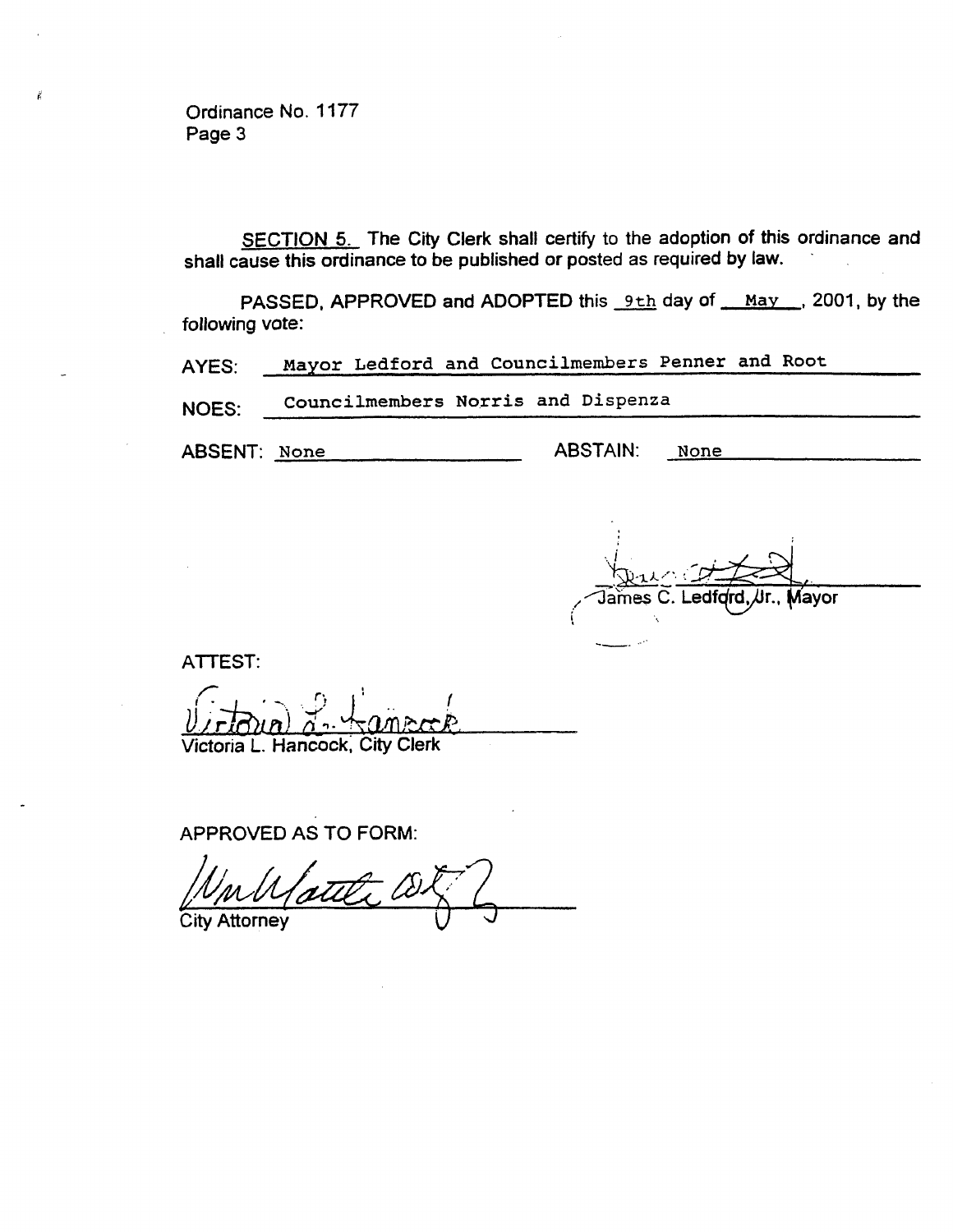Ordinance No. 1177
Page 3

SECTION 5. The City Clerk shall certify to the adoption of this ordinance and shall cause this ordinance to be published or posted as required by law.

PASSED, APPROVED and ADOPTED this 9th day of May, 2001, by the following vote:

AYES: Mayor Ledford and Councilmembers Penner and Root

NOES: Councilmembers Norris and Dispenza

ABSENT: None ABSTAIN: None

James C. Ledford, Jr., Mayor

ATTEST:

Victoria L. Hancock, City Clerk

APPROVED AS TO FORM:

City Attorney